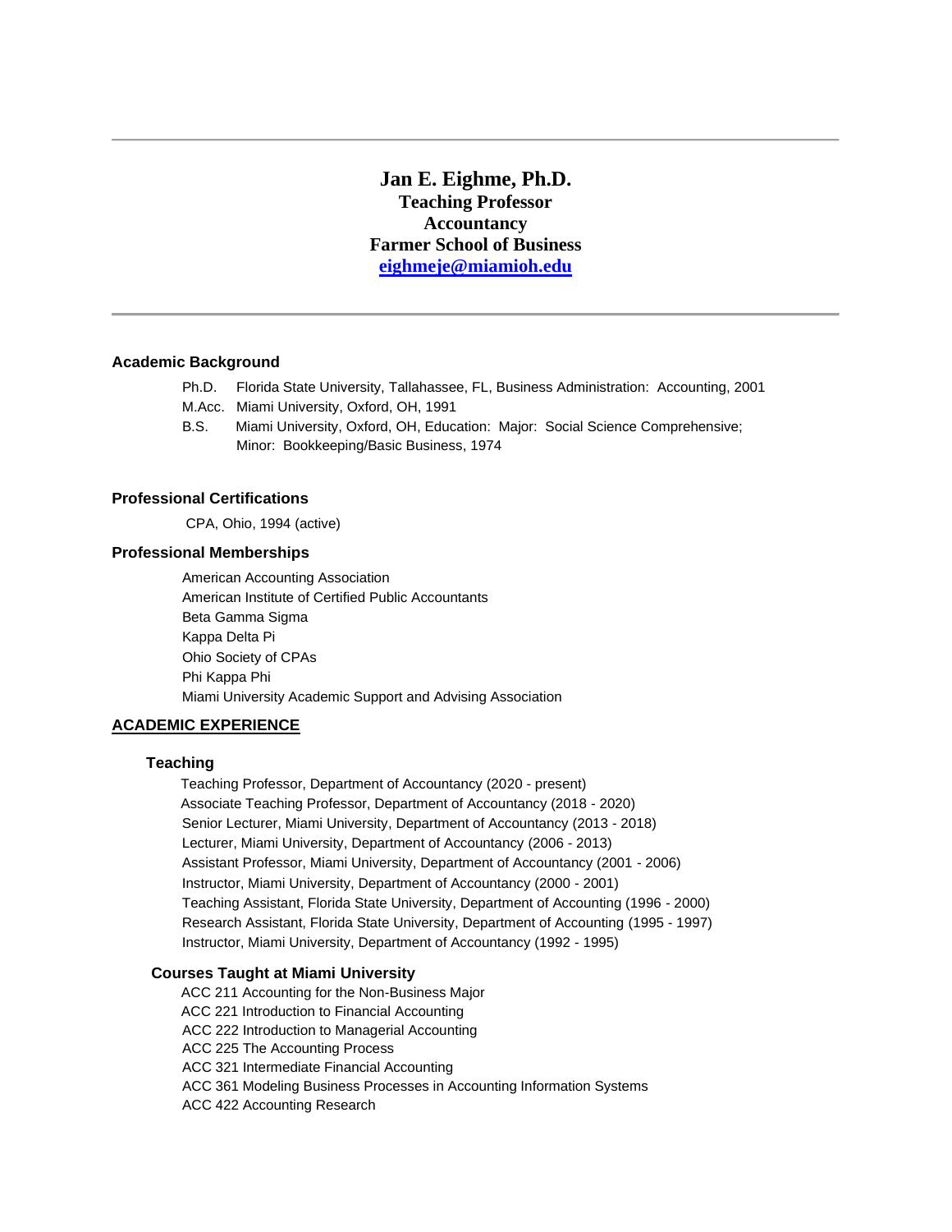# Jan E. Eighme, Ph.D.

**Teaching Professor**
**Accountancy**
**Farmer School of Business**
**[eighmeje@miamioh.edu](mailto:eighmeje@miamioh.edu)**

---

## Academic Background

- Ph.D. Florida State University, Tallahassee, FL, Business Administration: Accounting, 2001
- M.Acc. Miami University, Oxford, OH, 1991
- B.S. Miami University, Oxford, OH, Education: Major: Social Science Comprehensive; Minor: Bookkeeping/Basic Business, 1974

## Professional Certifications

CPA, Ohio, 1994 (active)

## Professional Memberships

- American Accounting Association
- American Institute of Certified Public Accountants
- Beta Gamma Sigma
- Kappa Delta Pi
- Ohio Society of CPAs
- Phi Kappa Phi
- Miami University Academic Support and Advising Association

## ACADEMIC EXPERIENCE

### Teaching

- Teaching Professor, Department of Accountancy (2020 - present)
- Associate Teaching Professor, Department of Accountancy (2018 - 2020)
- Senior Lecturer, Miami University, Department of Accountancy (2013 - 2018)
- Lecturer, Miami University, Department of Accountancy (2006 - 2013)
- Assistant Professor, Miami University, Department of Accountancy (2001 - 2006)
- Instructor, Miami University, Department of Accountancy (2000 - 2001)
- Teaching Assistant, Florida State University, Department of Accounting (1996 - 2000)
- Research Assistant, Florida State University, Department of Accounting (1995 - 1997)
- Instructor, Miami University, Department of Accountancy (1992 - 1995)

### Courses Taught at Miami University

- ACC 211 Accounting for the Non-Business Major
- ACC 221 Introduction to Financial Accounting
- ACC 222 Introduction to Managerial Accounting
- ACC 225 The Accounting Process
- ACC 321 Intermediate Financial Accounting
- ACC 361 Modeling Business Processes in Accounting Information Systems
- ACC 422 Accounting Research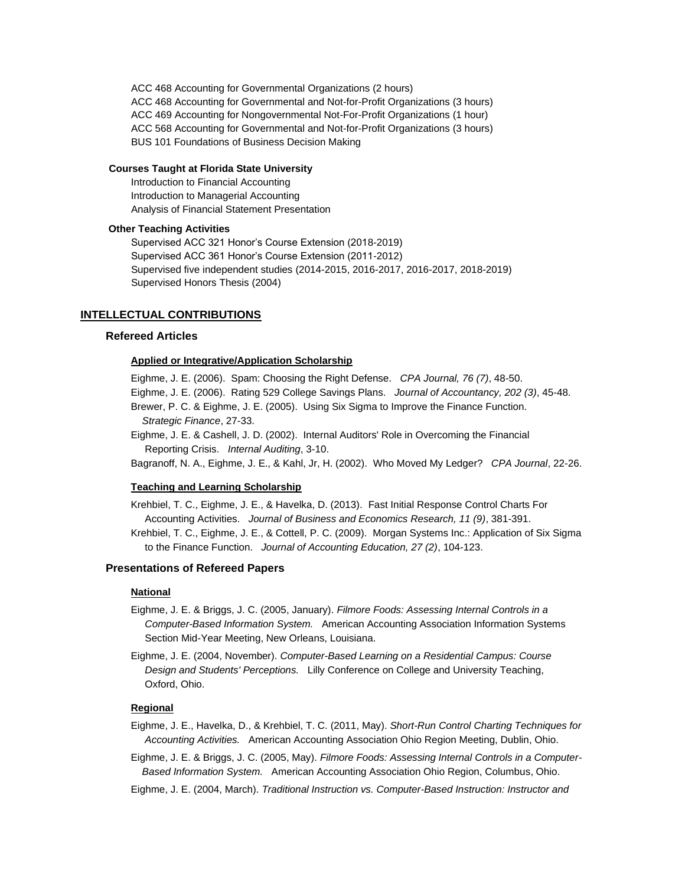ACC 468 Accounting for Governmental Organizations (2 hours)
ACC 468 Accounting for Governmental and Not-for-Profit Organizations (3 hours)
ACC 469 Accounting for Nongovernmental Not-For-Profit Organizations (1 hour)
ACC 568 Accounting for Governmental and Not-for-Profit Organizations (3 hours)
BUS 101 Foundations of Business Decision Making

**Courses Taught at Florida State University**

Introduction to Financial Accounting
Introduction to Managerial Accounting
Analysis of Financial Statement Presentation

**Other Teaching Activities**

Supervised ACC 321 Honor's Course Extension (2018-2019)
Supervised ACC 361 Honor's Course Extension (2011-2012)
Supervised five independent studies (2014-2015, 2016-2017, 2016-2017, 2018-2019)
Supervised Honors Thesis (2004)

## INTELLECTUAL CONTRIBUTIONS

### Refereed Articles

#### Applied or Integrative/Application Scholarship

Eighme, J. E. (2006). Spam: Choosing the Right Defense. *CPA Journal, 76 (7)*, 48-50.

Eighme, J. E. (2006). Rating 529 College Savings Plans. *Journal of Accountancy, 202 (3)*, 45-48.

Brewer, P. C. & Eighme, J. E. (2005). Using Six Sigma to Improve the Finance Function. *Strategic Finance*, 27-33.

Eighme, J. E. & Cashell, J. D. (2002). Internal Auditors' Role in Overcoming the Financial Reporting Crisis. *Internal Auditing*, 3-10.

Bagranoff, N. A., Eighme, J. E., & Kahl, Jr, H. (2002). Who Moved My Ledger? *CPA Journal*, 22-26.

#### Teaching and Learning Scholarship

Krehbiel, T. C., Eighme, J. E., & Havelka, D. (2013). Fast Initial Response Control Charts For Accounting Activities. *Journal of Business and Economics Research, 11 (9)*, 381-391.

Krehbiel, T. C., Eighme, J. E., & Cottell, P. C. (2009). Morgan Systems Inc.: Application of Six Sigma to the Finance Function. *Journal of Accounting Education, 27 (2)*, 104-123.

### Presentations of Refereed Papers

#### National

Eighme, J. E. & Briggs, J. C. (2005, January). *Filmore Foods: Assessing Internal Controls in a Computer-Based Information System.* American Accounting Association Information Systems Section Mid-Year Meeting, New Orleans, Louisiana.

Eighme, J. E. (2004, November). *Computer-Based Learning on a Residential Campus: Course Design and Students' Perceptions.* Lilly Conference on College and University Teaching, Oxford, Ohio.

#### Regional

Eighme, J. E., Havelka, D., & Krehbiel, T. C. (2011, May). *Short-Run Control Charting Techniques for Accounting Activities.* American Accounting Association Ohio Region Meeting, Dublin, Ohio.

Eighme, J. E. & Briggs, J. C. (2005, May). *Filmore Foods: Assessing Internal Controls in a Computer-Based Information System.* American Accounting Association Ohio Region, Columbus, Ohio.

Eighme, J. E. (2004, March). *Traditional Instruction vs. Computer-Based Instruction: Instructor and*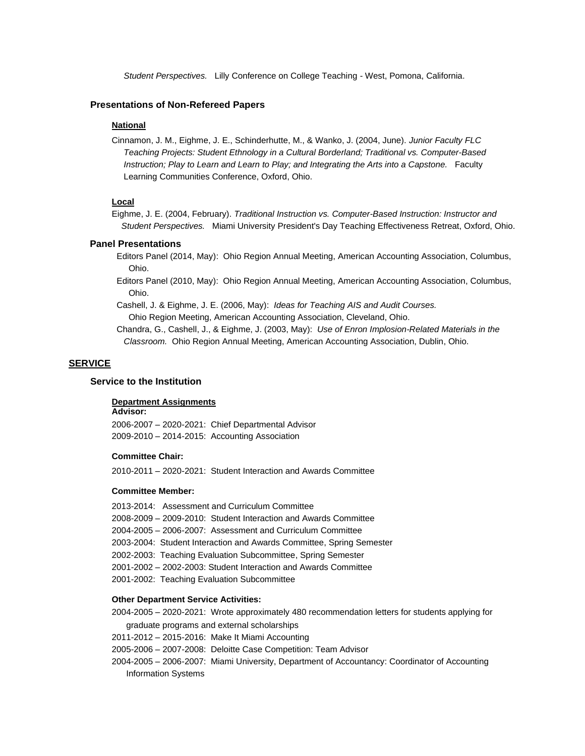*Student Perspectives.* Lilly Conference on College Teaching - West, Pomona, California.

### Presentations of Non-Refereed Papers

**National**

Cinnamon, J. M., Eighme, J. E., Schinderhutte, M., & Wanko, J. (2004, June). *Junior Faculty FLC Teaching Projects: Student Ethnology in a Cultural Borderland; Traditional vs. Computer-Based Instruction; Play to Learn and Learn to Play; and Integrating the Arts into a Capstone.* Faculty Learning Communities Conference, Oxford, Ohio.

**Local**

Eighme, J. E. (2004, February). *Traditional Instruction vs. Computer-Based Instruction: Instructor and Student Perspectives.* Miami University President's Day Teaching Effectiveness Retreat, Oxford, Ohio.

### Panel Presentations

Editors Panel (2014, May): Ohio Region Annual Meeting, American Accounting Association, Columbus, Ohio.

Editors Panel (2010, May): Ohio Region Annual Meeting, American Accounting Association, Columbus, Ohio.

Cashell, J. & Eighme, J. E. (2006, May): *Ideas for Teaching AIS and Audit Courses.* Ohio Region Meeting, American Accounting Association, Cleveland, Ohio.

Chandra, G., Cashell, J., & Eighme, J. (2003, May): *Use of Enron Implosion-Related Materials in the Classroom.* Ohio Region Annual Meeting, American Accounting Association, Dublin, Ohio.

## SERVICE

### Service to the Institution

**Department Assignments**

**Advisor:**

2006-2007 – 2020-2021: Chief Departmental Advisor
2009-2010 – 2014-2015: Accounting Association

**Committee Chair:**

2010-2011 – 2020-2021: Student Interaction and Awards Committee

**Committee Member:**

2013-2014: Assessment and Curriculum Committee
2008-2009 – 2009-2010: Student Interaction and Awards Committee
2004-2005 – 2006-2007: Assessment and Curriculum Committee
2003-2004: Student Interaction and Awards Committee, Spring Semester
2002-2003: Teaching Evaluation Subcommittee, Spring Semester
2001-2002 – 2002-2003: Student Interaction and Awards Committee
2001-2002: Teaching Evaluation Subcommittee

**Other Department Service Activities:**

2004-2005 – 2020-2021: Wrote approximately 480 recommendation letters for students applying for graduate programs and external scholarships
2011-2012 – 2015-2016: Make It Miami Accounting
2005-2006 – 2007-2008: Deloitte Case Competition: Team Advisor
2004-2005 – 2006-2007: Miami University, Department of Accountancy: Coordinator of Accounting Information Systems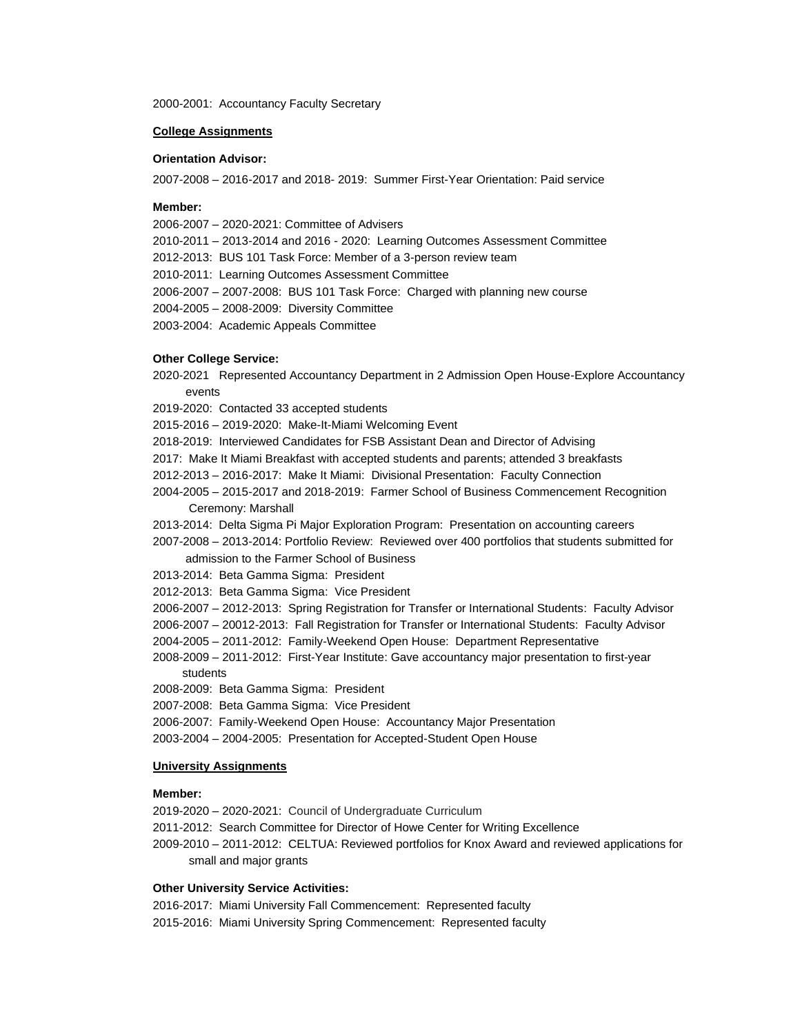2000-2001: Accountancy Faculty Secretary

**College Assignments**

**Orientation Advisor:**

2007-2008 – 2016-2017 and 2018- 2019: Summer First-Year Orientation: Paid service

**Member:**

2006-2007 – 2020-2021: Committee of Advisers
2010-2011 – 2013-2014 and 2016 - 2020: Learning Outcomes Assessment Committee
2012-2013: BUS 101 Task Force: Member of a 3-person review team
2010-2011: Learning Outcomes Assessment Committee
2006-2007 – 2007-2008: BUS 101 Task Force: Charged with planning new course
2004-2005 – 2008-2009: Diversity Committee
2003-2004: Academic Appeals Committee

**Other College Service:**

2020-2021 Represented Accountancy Department in 2 Admission Open House-Explore Accountancy events
2019-2020: Contacted 33 accepted students
2015-2016 – 2019-2020: Make-It-Miami Welcoming Event
2018-2019: Interviewed Candidates for FSB Assistant Dean and Director of Advising
2017: Make It Miami Breakfast with accepted students and parents; attended 3 breakfasts
2012-2013 – 2016-2017: Make It Miami: Divisional Presentation: Faculty Connection
2004-2005 – 2015-2017 and 2018-2019: Farmer School of Business Commencement Recognition Ceremony: Marshall
2013-2014: Delta Sigma Pi Major Exploration Program: Presentation on accounting careers
2007-2008 – 2013-2014: Portfolio Review: Reviewed over 400 portfolios that students submitted for admission to the Farmer School of Business
2013-2014: Beta Gamma Sigma: President
2012-2013: Beta Gamma Sigma: Vice President
2006-2007 – 2012-2013: Spring Registration for Transfer or International Students: Faculty Advisor
2006-2007 – 20012-2013: Fall Registration for Transfer or International Students: Faculty Advisor
2004-2005 – 2011-2012: Family-Weekend Open House: Department Representative
2008-2009 – 2011-2012: First-Year Institute: Gave accountancy major presentation to first-year students
2008-2009: Beta Gamma Sigma: President
2007-2008: Beta Gamma Sigma: Vice President
2006-2007: Family-Weekend Open House: Accountancy Major Presentation
2003-2004 – 2004-2005: Presentation for Accepted-Student Open House

**University Assignments**

**Member:**

2019-2020 – 2020-2021: Council of Undergraduate Curriculum
2011-2012: Search Committee for Director of Howe Center for Writing Excellence
2009-2010 – 2011-2012: CELTUA: Reviewed portfolios for Knox Award and reviewed applications for small and major grants

**Other University Service Activities:**

2016-2017: Miami University Fall Commencement: Represented faculty
2015-2016: Miami University Spring Commencement: Represented faculty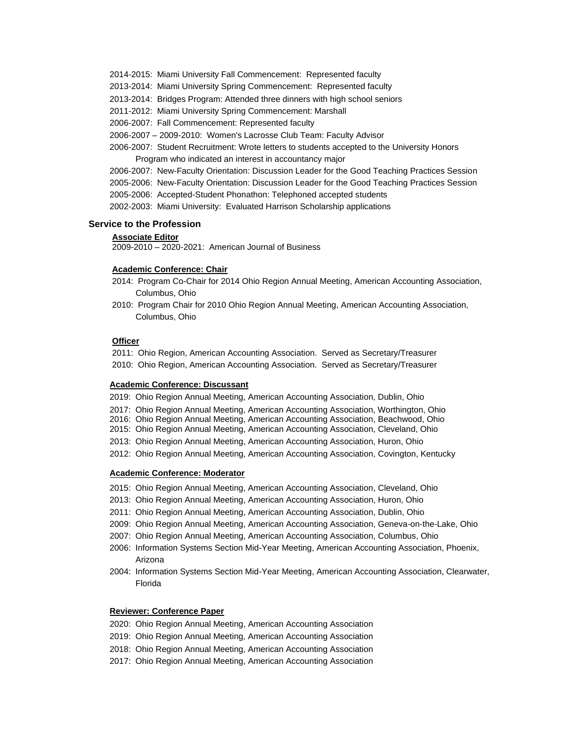2014-2015: Miami University Fall Commencement: Represented faculty

2013-2014: Miami University Spring Commencement: Represented faculty

2013-2014: Bridges Program: Attended three dinners with high school seniors

2011-2012: Miami University Spring Commencement: Marshall

2006-2007: Fall Commencement: Represented faculty

2006-2007 – 2009-2010: Women's Lacrosse Club Team: Faculty Advisor

2006-2007: Student Recruitment: Wrote letters to students accepted to the University Honors Program who indicated an interest in accountancy major

2006-2007: New-Faculty Orientation: Discussion Leader for the Good Teaching Practices Session

2005-2006: New-Faculty Orientation: Discussion Leader for the Good Teaching Practices Session

2005-2006: Accepted-Student Phonathon: Telephoned accepted students

2002-2003: Miami University: Evaluated Harrison Scholarship applications

### Service to the Profession

**Associate Editor**

2009-2010 – 2020-2021: American Journal of Business

**Academic Conference: Chair**

2014: Program Co-Chair for 2014 Ohio Region Annual Meeting, American Accounting Association, Columbus, Ohio

2010: Program Chair for 2010 Ohio Region Annual Meeting, American Accounting Association, Columbus, Ohio

**Officer**

2011: Ohio Region, American Accounting Association. Served as Secretary/Treasurer

2010: Ohio Region, American Accounting Association. Served as Secretary/Treasurer

**Academic Conference: Discussant**

2019: Ohio Region Annual Meeting, American Accounting Association, Dublin, Ohio

2017: Ohio Region Annual Meeting, American Accounting Association, Worthington, Ohio

2016: Ohio Region Annual Meeting, American Accounting Association, Beachwood, Ohio

2015: Ohio Region Annual Meeting, American Accounting Association, Cleveland, Ohio

2013: Ohio Region Annual Meeting, American Accounting Association, Huron, Ohio

2012: Ohio Region Annual Meeting, American Accounting Association, Covington, Kentucky

**Academic Conference: Moderator**

2015: Ohio Region Annual Meeting, American Accounting Association, Cleveland, Ohio

2013: Ohio Region Annual Meeting, American Accounting Association, Huron, Ohio

2011: Ohio Region Annual Meeting, American Accounting Association, Dublin, Ohio

2009: Ohio Region Annual Meeting, American Accounting Association, Geneva-on-the-Lake, Ohio

2007: Ohio Region Annual Meeting, American Accounting Association, Columbus, Ohio

2006: Information Systems Section Mid-Year Meeting, American Accounting Association, Phoenix, Arizona

2004: Information Systems Section Mid-Year Meeting, American Accounting Association, Clearwater, Florida

**Reviewer: Conference Paper**

2020: Ohio Region Annual Meeting, American Accounting Association

2019: Ohio Region Annual Meeting, American Accounting Association

2018: Ohio Region Annual Meeting, American Accounting Association

2017: Ohio Region Annual Meeting, American Accounting Association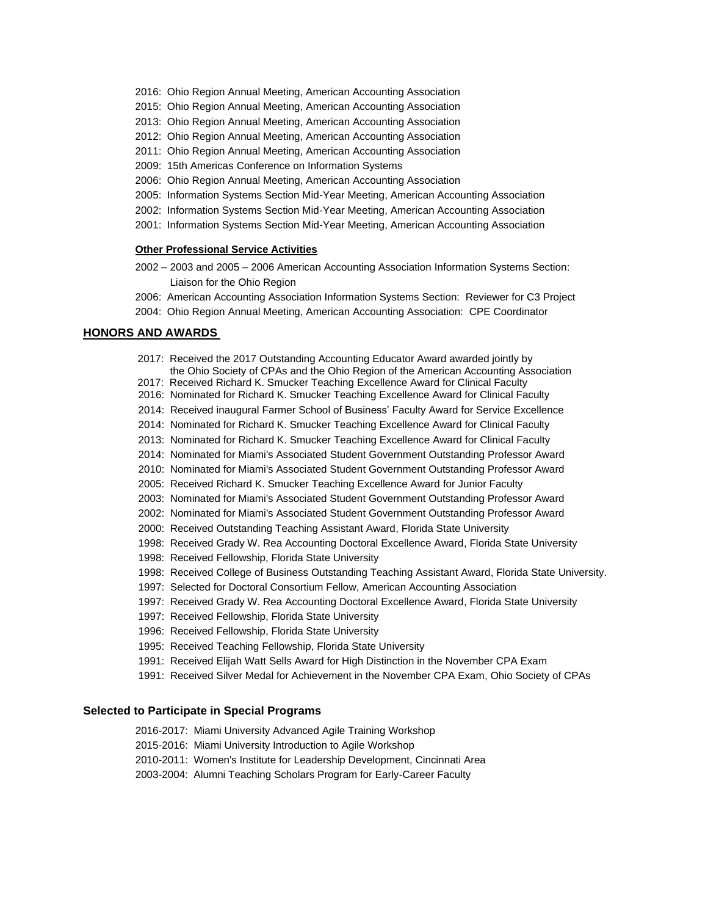2016: Ohio Region Annual Meeting, American Accounting Association
2015: Ohio Region Annual Meeting, American Accounting Association
2013: Ohio Region Annual Meeting, American Accounting Association
2012: Ohio Region Annual Meeting, American Accounting Association
2011: Ohio Region Annual Meeting, American Accounting Association
2009: 15th Americas Conference on Information Systems
2006: Ohio Region Annual Meeting, American Accounting Association
2005: Information Systems Section Mid-Year Meeting, American Accounting Association
2002: Information Systems Section Mid-Year Meeting, American Accounting Association
2001: Information Systems Section Mid-Year Meeting, American Accounting Association

**Other Professional Service Activities**

2002 – 2003 and 2005 – 2006 American Accounting Association Information Systems Section: Liaison for the Ohio Region
2006: American Accounting Association Information Systems Section: Reviewer for C3 Project
2004: Ohio Region Annual Meeting, American Accounting Association: CPE Coordinator

## HONORS AND AWARDS

2017: Received the 2017 Outstanding Accounting Educator Award awarded jointly by the Ohio Society of CPAs and the Ohio Region of the American Accounting Association
2017: Received Richard K. Smucker Teaching Excellence Award for Clinical Faculty
2016: Nominated for Richard K. Smucker Teaching Excellence Award for Clinical Faculty
2014: Received inaugural Farmer School of Business' Faculty Award for Service Excellence
2014: Nominated for Richard K. Smucker Teaching Excellence Award for Clinical Faculty
2013: Nominated for Richard K. Smucker Teaching Excellence Award for Clinical Faculty
2014: Nominated for Miami's Associated Student Government Outstanding Professor Award
2010: Nominated for Miami's Associated Student Government Outstanding Professor Award
2005: Received Richard K. Smucker Teaching Excellence Award for Junior Faculty
2003: Nominated for Miami's Associated Student Government Outstanding Professor Award
2002: Nominated for Miami's Associated Student Government Outstanding Professor Award
2000: Received Outstanding Teaching Assistant Award, Florida State University
1998: Received Grady W. Rea Accounting Doctoral Excellence Award, Florida State University
1998: Received Fellowship, Florida State University
1998: Received College of Business Outstanding Teaching Assistant Award, Florida State University.
1997: Selected for Doctoral Consortium Fellow, American Accounting Association
1997: Received Grady W. Rea Accounting Doctoral Excellence Award, Florida State University
1997: Received Fellowship, Florida State University
1996: Received Fellowship, Florida State University
1995: Received Teaching Fellowship, Florida State University
1991: Received Elijah Watt Sells Award for High Distinction in the November CPA Exam
1991: Received Silver Medal for Achievement in the November CPA Exam, Ohio Society of CPAs

### Selected to Participate in Special Programs

2016-2017: Miami University Advanced Agile Training Workshop
2015-2016: Miami University Introduction to Agile Workshop
2010-2011: Women's Institute for Leadership Development, Cincinnati Area
2003-2004: Alumni Teaching Scholars Program for Early-Career Faculty